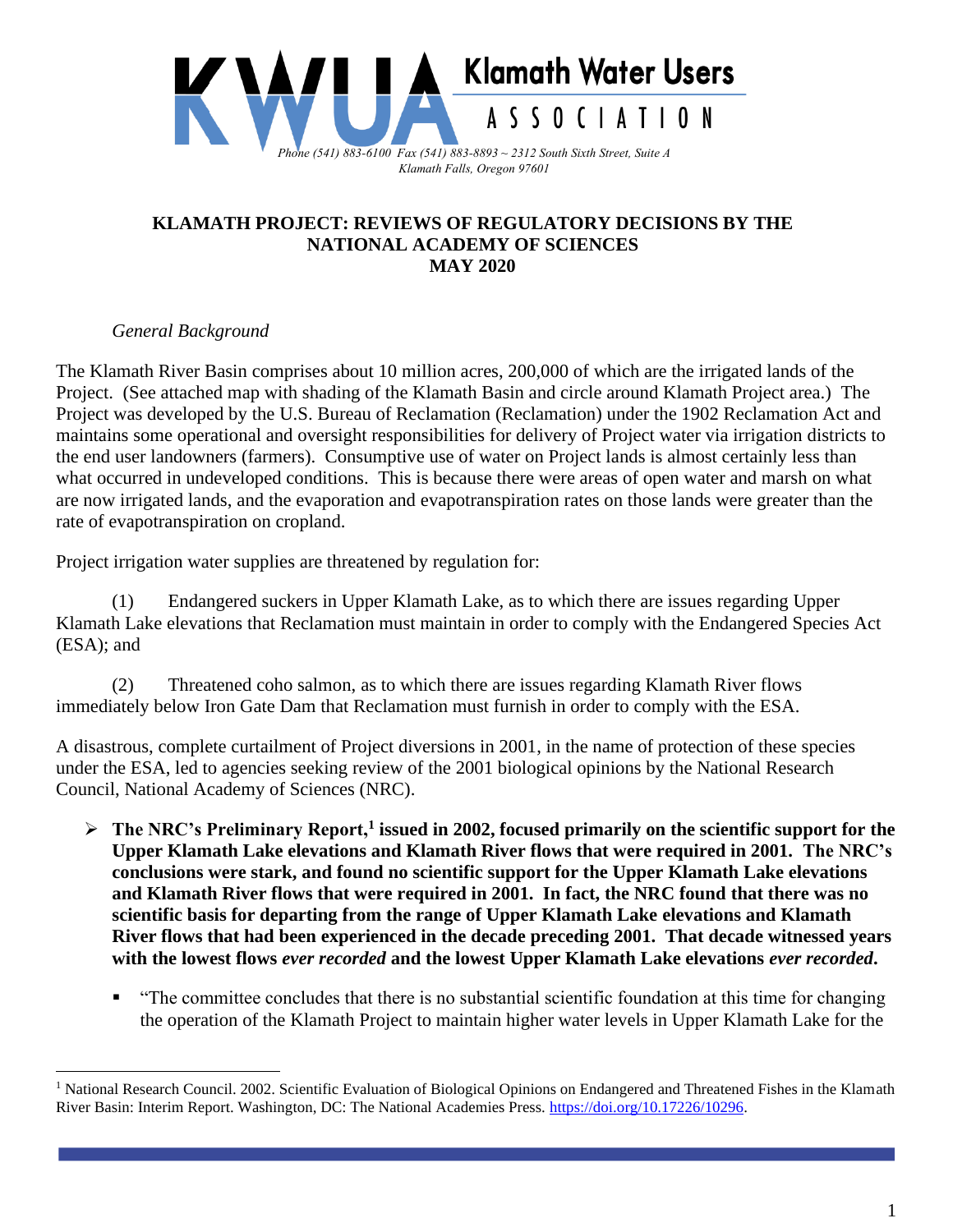Klamath Water Users

ASSOCIATION

*Phone (541) 883-6100 Fax (541) 883-8893 ~ 2312 South Sixth Street, Suite A*
*Klamath Falls, Oregon 97601*

**KLAMATH PROJECT: REVIEWS OF REGULATORY DECISIONS BY THE NATIONAL ACADEMY OF SCIENCES**
**MAY 2020**

*General Background*

The Klamath River Basin comprises about 10 million acres, 200,000 of which are the irrigated lands of the Project. (See attached map with shading of the Klamath Basin and circle around Klamath Project area.) The Project was developed by the U.S. Bureau of Reclamation (Reclamation) under the 1902 Reclamation Act and maintains some operational and oversight responsibilities for delivery of Project water via irrigation districts to the end user landowners (farmers). Consumptive use of water on Project lands is almost certainly less than what occurred in undeveloped conditions. This is because there were areas of open water and marsh on what are now irrigated lands, and the evaporation and evapotranspiration rates on those lands were greater than the rate of evapotranspiration on cropland.

Project irrigation water supplies are threatened by regulation for:

(1) Endangered suckers in Upper Klamath Lake, as to which there are issues regarding Upper Klamath Lake elevations that Reclamation must maintain in order to comply with the Endangered Species Act (ESA); and

(2) Threatened coho salmon, as to which there are issues regarding Klamath River flows immediately below Iron Gate Dam that Reclamation must furnish in order to comply with the ESA.

A disastrous, complete curtailment of Project diversions in 2001, in the name of protection of these species under the ESA, led to agencies seeking review of the 2001 biological opinions by the National Research Council, National Academy of Sciences (NRC).

- **The NRC's Preliminary Report,[1] issued in 2002, focused primarily on the scientific support for the Upper Klamath Lake elevations and Klamath River flows that were required in 2001. The NRC's conclusions were stark, and found no scientific support for the Upper Klamath Lake elevations and Klamath River flows that were required in 2001. In fact, the NRC found that there was no scientific basis for departing from the range of Upper Klamath Lake elevations and Klamath River flows that had been experienced in the decade preceding 2001. That decade witnessed years with the lowest flows *ever recorded* and the lowest Upper Klamath Lake elevations *ever recorded*.**
  - "The committee concludes that there is no substantial scientific foundation at this time for changing the operation of the Klamath Project to maintain higher water levels in Upper Klamath Lake for the

[1] National Research Council. 2002. Scientific Evaluation of Biological Opinions on Endangered and Threatened Fishes in the Klamath River Basin: Interim Report. Washington, DC: The National Academies Press. https://doi.org/10.17226/10296.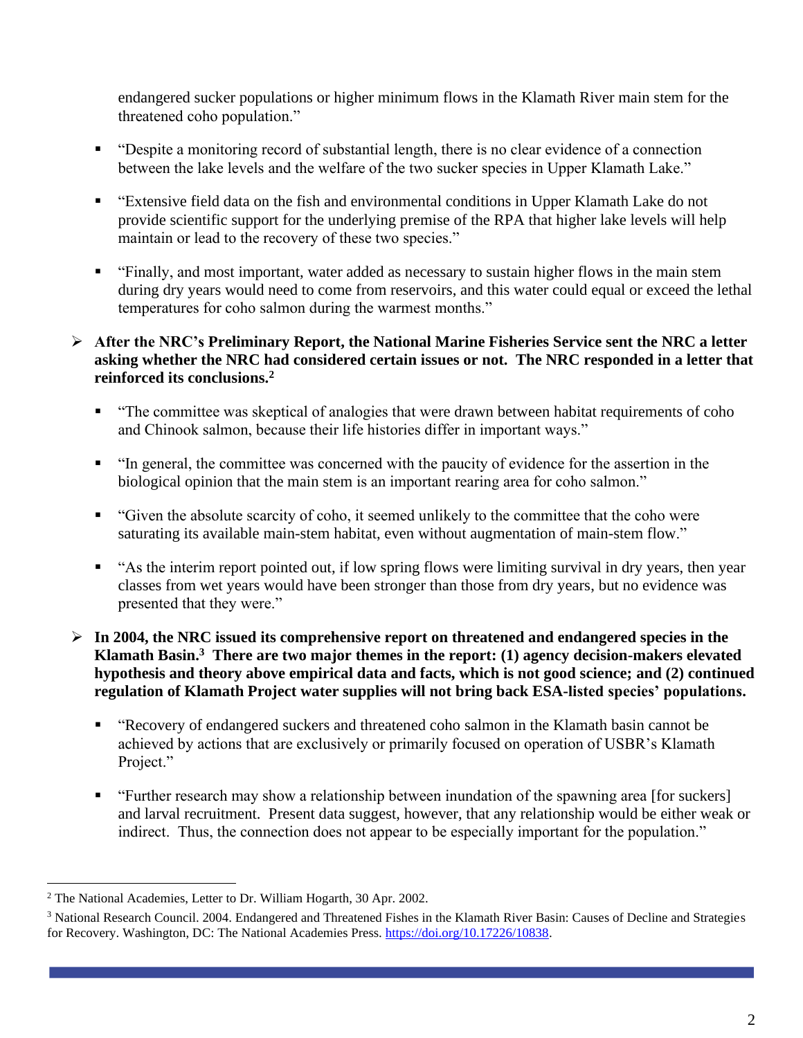endangered sucker populations or higher minimum flows in the Klamath River main stem for the threatened coho population."

- "Despite a monitoring record of substantial length, there is no clear evidence of a connection between the lake levels and the welfare of the two sucker species in Upper Klamath Lake."
- "Extensive field data on the fish and environmental conditions in Upper Klamath Lake do not provide scientific support for the underlying premise of the RPA that higher lake levels will help maintain or lead to the recovery of these two species."
- "Finally, and most important, water added as necessary to sustain higher flows in the main stem during dry years would need to come from reservoirs, and this water could equal or exceed the lethal temperatures for coho salmon during the warmest months."

➢ **After the NRC's Preliminary Report, the National Marine Fisheries Service sent the NRC a letter asking whether the NRC had considered certain issues or not. The NRC responded in a letter that reinforced its conclusions.[2]**

- "The committee was skeptical of analogies that were drawn between habitat requirements of coho and Chinook salmon, because their life histories differ in important ways."
- "In general, the committee was concerned with the paucity of evidence for the assertion in the biological opinion that the main stem is an important rearing area for coho salmon."
- "Given the absolute scarcity of coho, it seemed unlikely to the committee that the coho were saturating its available main-stem habitat, even without augmentation of main-stem flow."
- "As the interim report pointed out, if low spring flows were limiting survival in dry years, then year classes from wet years would have been stronger than those from dry years, but no evidence was presented that they were."

➢ **In 2004, the NRC issued its comprehensive report on threatened and endangered species in the Klamath Basin.[3] There are two major themes in the report: (1) agency decision-makers elevated hypothesis and theory above empirical data and facts, which is not good science; and (2) continued regulation of Klamath Project water supplies will not bring back ESA-listed species' populations.**

- "Recovery of endangered suckers and threatened coho salmon in the Klamath basin cannot be achieved by actions that are exclusively or primarily focused on operation of USBR's Klamath Project."
- "Further research may show a relationship between inundation of the spawning area [for suckers] and larval recruitment. Present data suggest, however, that any relationship would be either weak or indirect. Thus, the connection does not appear to be especially important for the population."

---

[2] The National Academies, Letter to Dr. William Hogarth, 30 Apr. 2002.

[3] National Research Council. 2004. Endangered and Threatened Fishes in the Klamath River Basin: Causes of Decline and Strategies for Recovery. Washington, DC: The National Academies Press. https://doi.org/10.17226/10838.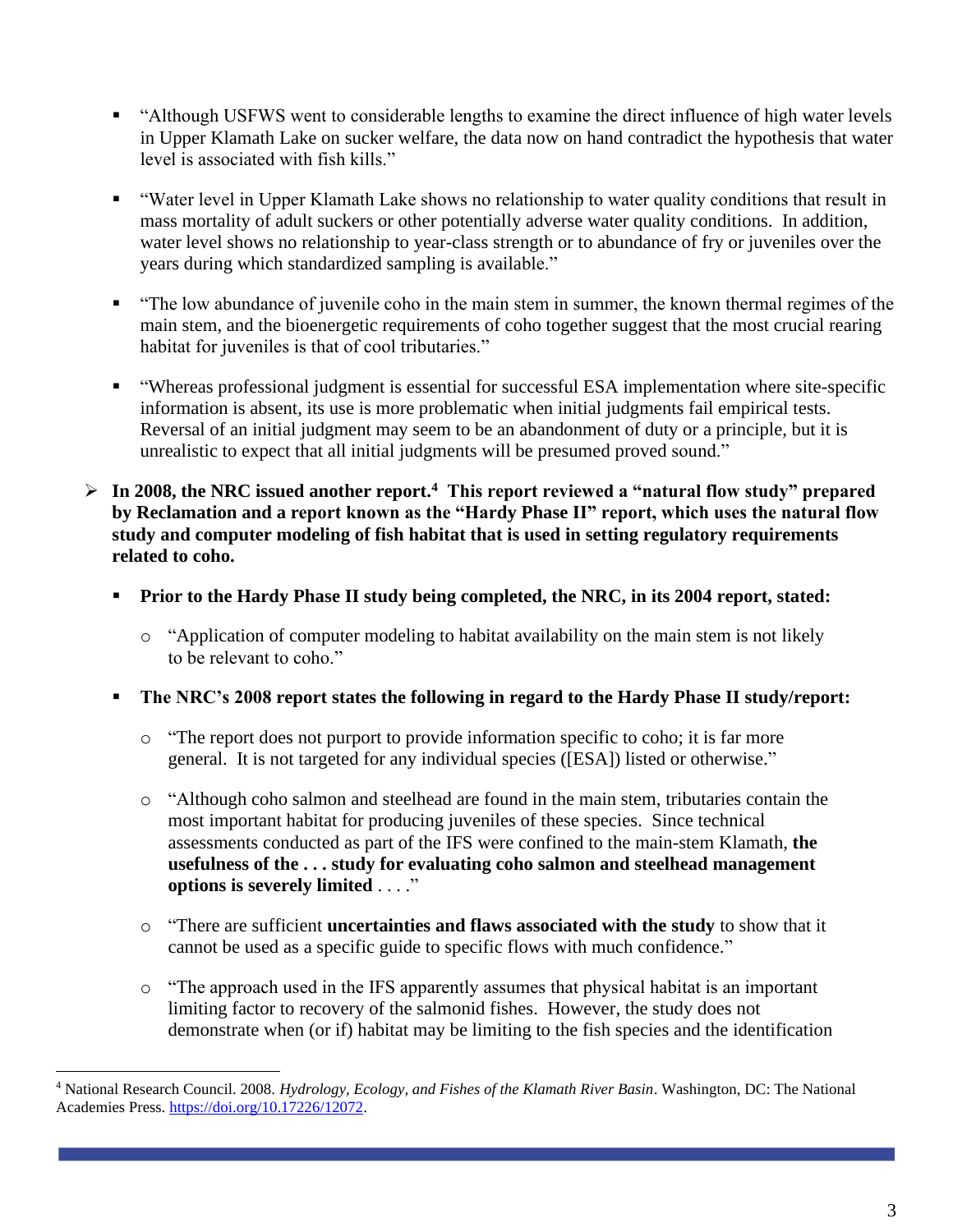- "Although USFWS went to considerable lengths to examine the direct influence of high water levels in Upper Klamath Lake on sucker welfare, the data now on hand contradict the hypothesis that water level is associated with fish kills."

- "Water level in Upper Klamath Lake shows no relationship to water quality conditions that result in mass mortality of adult suckers or other potentially adverse water quality conditions. In addition, water level shows no relationship to year-class strength or to abundance of fry or juveniles over the years during which standardized sampling is available."

- "The low abundance of juvenile coho in the main stem in summer, the known thermal regimes of the main stem, and the bioenergetic requirements of coho together suggest that the most crucial rearing habitat for juveniles is that of cool tributaries."

- "Whereas professional judgment is essential for successful ESA implementation where site-specific information is absent, its use is more problematic when initial judgments fail empirical tests. Reversal of an initial judgment may seem to be an abandonment of duty or a principle, but it is unrealistic to expect that all initial judgments will be presumed proved sound."

- **In 2008, the NRC issued another report.[4] This report reviewed a "natural flow study" prepared by Reclamation and a report known as the "Hardy Phase II" report, which uses the natural flow study and computer modeling of fish habitat that is used in setting regulatory requirements related to coho.**

  - **Prior to the Hardy Phase II study being completed, the NRC, in its 2004 report, stated:**

    - "Application of computer modeling to habitat availability on the main stem is not likely to be relevant to coho."

  - **The NRC's 2008 report states the following in regard to the Hardy Phase II study/report:**

    - "The report does not purport to provide information specific to coho; it is far more general. It is not targeted for any individual species ([ESA]) listed or otherwise."

    - "Although coho salmon and steelhead are found in the main stem, tributaries contain the most important habitat for producing juveniles of these species. Since technical assessments conducted as part of the IFS were confined to the main-stem Klamath, **the usefulness of the . . . study for evaluating coho salmon and steelhead management options is severely limited** . . . ."

    - "There are sufficient **uncertainties and flaws associated with the study** to show that it cannot be used as a specific guide to specific flows with much confidence."

    - "The approach used in the IFS apparently assumes that physical habitat is an important limiting factor to recovery of the salmonid fishes. However, the study does not demonstrate when (or if) habitat may be limiting to the fish species and the identification

---

[4] National Research Council. 2008. *Hydrology, Ecology, and Fishes of the Klamath River Basin*. Washington, DC: The National Academies Press. https://doi.org/10.17226/12072.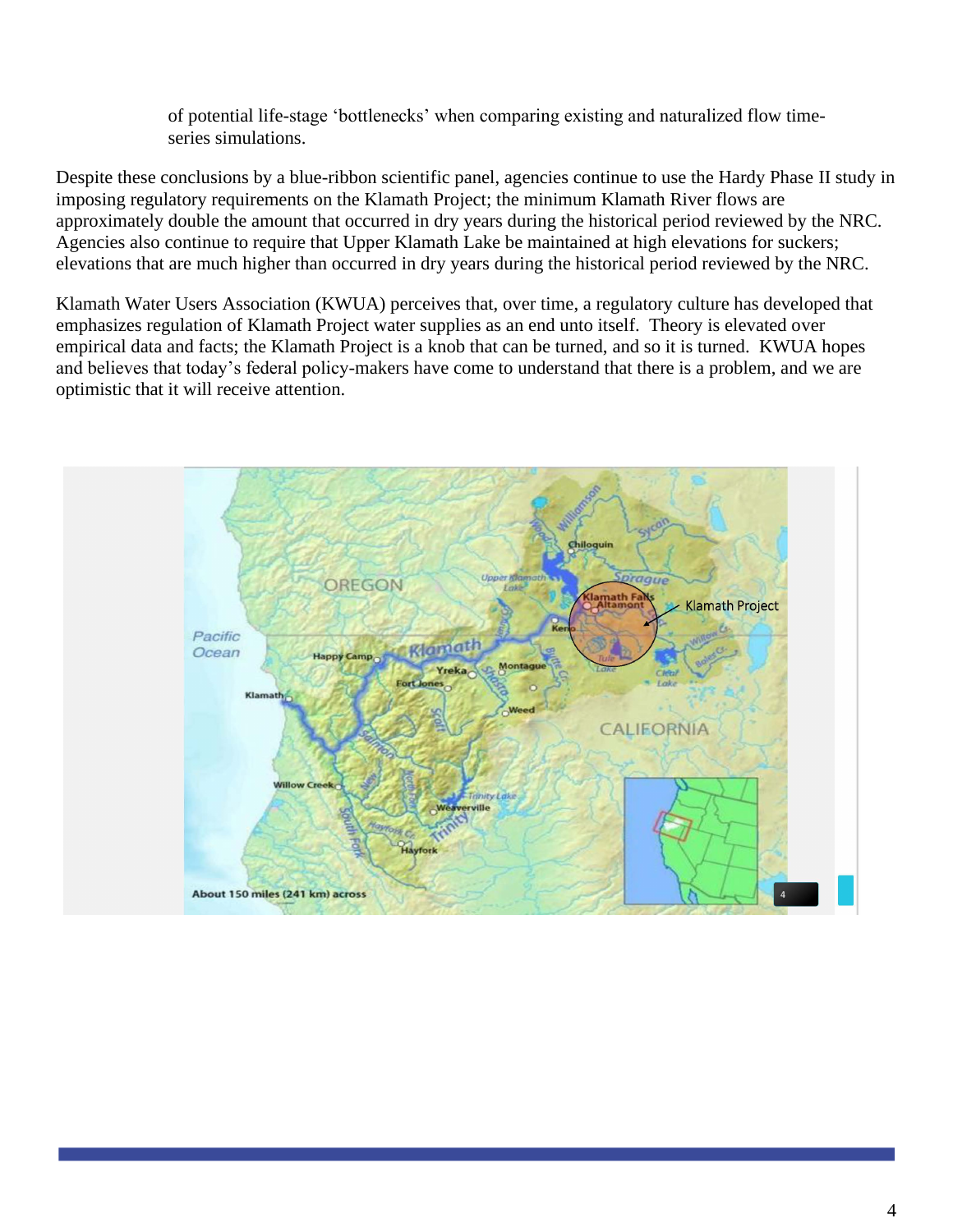of potential life-stage 'bottlenecks' when comparing existing and naturalized flow time-series simulations.

Despite these conclusions by a blue-ribbon scientific panel, agencies continue to use the Hardy Phase II study in imposing regulatory requirements on the Klamath Project; the minimum Klamath River flows are approximately double the amount that occurred in dry years during the historical period reviewed by the NRC. Agencies also continue to require that Upper Klamath Lake be maintained at high elevations for suckers; elevations that are much higher than occurred in dry years during the historical period reviewed by the NRC.

Klamath Water Users Association (KWUA) perceives that, over time, a regulatory culture has developed that emphasizes regulation of Klamath Project water supplies as an end unto itself. Theory is elevated over empirical data and facts; the Klamath Project is a knob that can be turned, and so it is turned. KWUA hopes and believes that today's federal policy-makers have come to understand that there is a problem, and we are optimistic that it will receive attention.

Klamath Project

About 150 miles (241 km) across